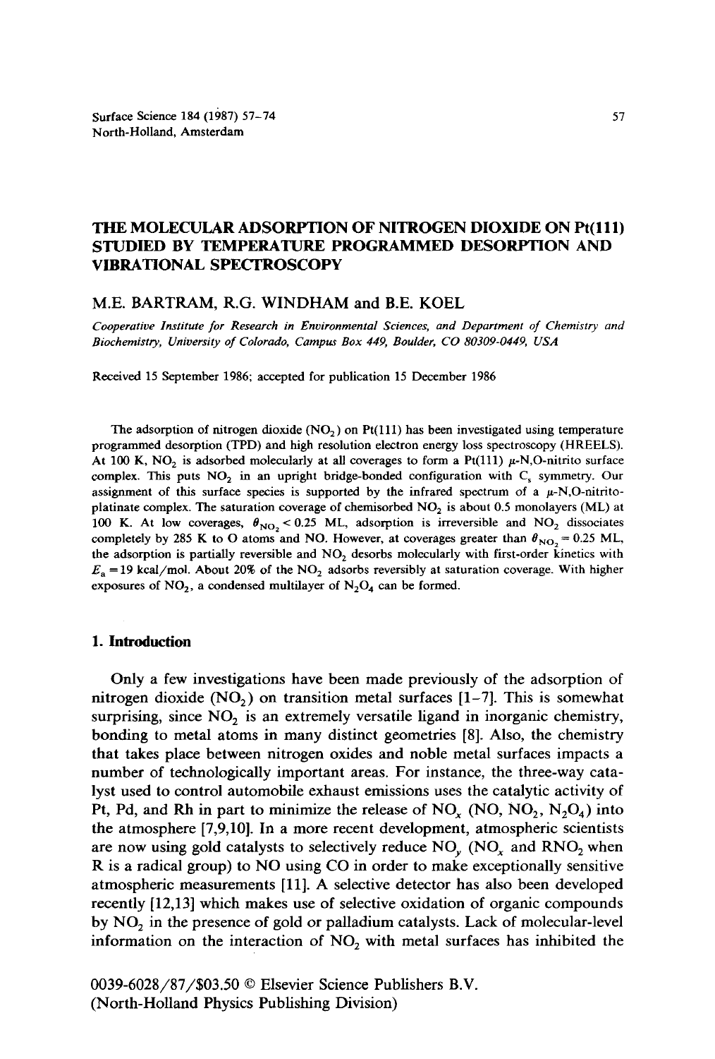# THE MOLECULAR ADSORPTION OF NITROGEN DIOXIDE ON Pt(111) STUDIED BY TEMPERATURE PROGRAMMED DESORPTION AND VIBRATIONAL SPECTROSCOPY

M.E. BARTRAM, R.G. WINDHAM and B.E. KOEL

*Cooperative Institute for Research in Environmental Sciences, and Department of Chemistry and Biochemistry, University of Colorado, Campus Box 449, Boulder, CO 80309-0449, USA*

Received 15 September 1986; accepted for publication 15 December 1986

The adsorption of nitrogen dioxide ($NO_2$) on Pt(111) has been investigated using temperature programmed desorption (TPD) and high resolution electron energy loss spectroscopy (HREELS). At 100 K, $NO_2$ is adsorbed molecularly at all coverages to form a Pt(111) $\mu$-N,O-nitrito surface complex. This puts $NO_2$ in an upright bridge-bonded configuration with $C_s$ symmetry. Our assignment of this surface species is supported by the infrared spectrum of a $\mu$-N,O-nitrito-platinate complex. The saturation coverage of chemisorbed $NO_2$ is about 0.5 monolayers (ML) at 100 K. At low coverages, $\theta_{NO_2} < 0.25$ ML, adsorption is irreversible and $NO_2$ dissociates completely by 285 K to O atoms and NO. However, at coverages greater than $\theta_{NO_2} = 0.25$ ML, the adsorption is partially reversible and $NO_2$ desorbs molecularly with first-order kinetics with $E_a = 19$ kcal/mol. About 20% of the $NO_2$ adsorbs reversibly at saturation coverage. With higher exposures of $NO_2$, a condensed multilayer of $N_2O_4$ can be formed.

## 1. Introduction

Only a few investigations have been made previously of the adsorption of nitrogen dioxide ($NO_2$) on transition metal surfaces [1–7]. This is somewhat surprising, since $NO_2$ is an extremely versatile ligand in inorganic chemistry, bonding to metal atoms in many distinct geometries [8]. Also, the chemistry that takes place between nitrogen oxides and noble metal surfaces impacts a number of technologically important areas. For instance, the three-way catalyst used to control automobile exhaust emissions uses the catalytic activity of Pt, Pd, and Rh in part to minimize the release of $NO_x$ (NO, $NO_2$, $N_2O_4$) into the atmosphere [7,9,10]. In a more recent development, atmospheric scientists are now using gold catalysts to selectively reduce $NO_y$ ($NO_x$ and $RNO_2$ when R is a radical group) to NO using CO in order to make exceptionally sensitive atmospheric measurements [11]. A selective detector has also been developed recently [12,13] which makes use of selective oxidation of organic compounds by $NO_2$ in the presence of gold or palladium catalysts. Lack of molecular-level information on the interaction of $NO_2$ with metal surfaces has inhibited the

0039-6028/87/$03.50 © Elsevier Science Publishers B.V.
(North-Holland Physics Publishing Division)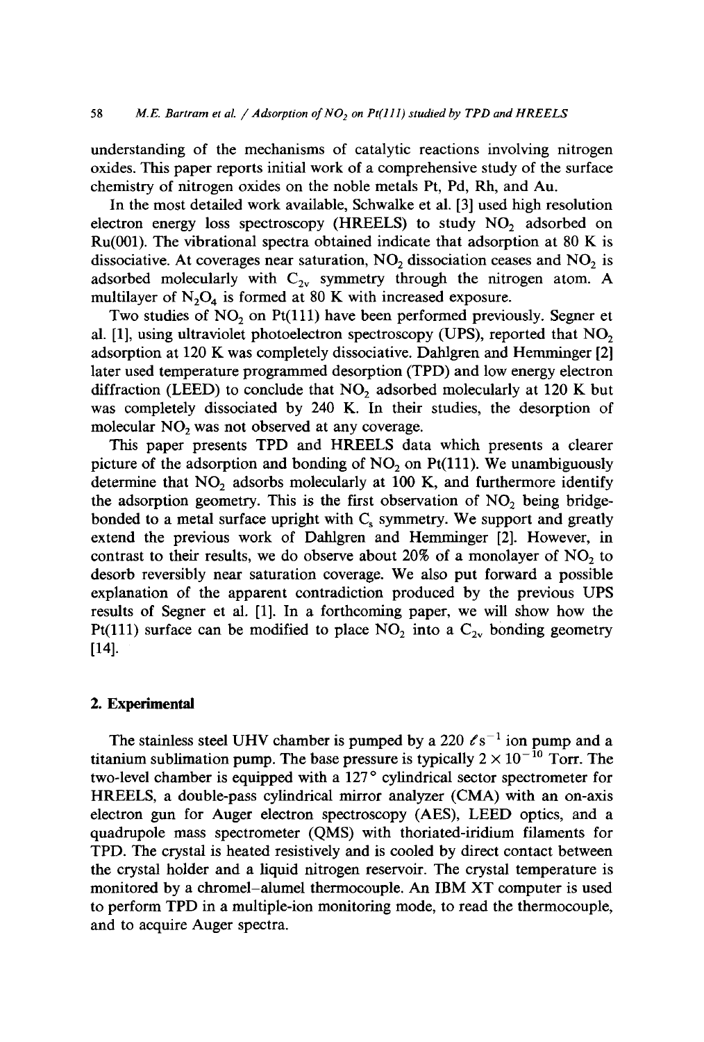understanding of the mechanisms of catalytic reactions involving nitrogen oxides. This paper reports initial work of a comprehensive study of the surface chemistry of nitrogen oxides on the noble metals Pt, Pd, Rh, and Au.

In the most detailed work available, Schwalke et al. [3] used high resolution electron energy loss spectroscopy (HREELS) to study $NO_2$ adsorbed on Ru(001). The vibrational spectra obtained indicate that adsorption at 80 K is dissociative. At coverages near saturation, $NO_2$ dissociation ceases and $NO_2$ is adsorbed molecularly with $C_{2v}$ symmetry through the nitrogen atom. A multilayer of $N_2O_4$ is formed at 80 K with increased exposure.

Two studies of $NO_2$ on Pt(111) have been performed previously. Segner et al. [1], using ultraviolet photoelectron spectroscopy (UPS), reported that $NO_2$ adsorption at 120 K was completely dissociative. Dahlgren and Hemminger [2] later used temperature programmed desorption (TPD) and low energy electron diffraction (LEED) to conclude that $NO_2$ adsorbed molecularly at 120 K but was completely dissociated by 240 K. In their studies, the desorption of molecular $NO_2$ was not observed at any coverage.

This paper presents TPD and HREELS data which presents a clearer picture of the adsorption and bonding of $NO_2$ on Pt(111). We unambiguously determine that $NO_2$ adsorbs molecularly at 100 K, and furthermore identify the adsorption geometry. This is the first observation of $NO_2$ being bridge-bonded to a metal surface upright with $C_s$ symmetry. We support and greatly extend the previous work of Dahlgren and Hemminger [2]. However, in contrast to their results, we do observe about 20% of a monolayer of $NO_2$ to desorb reversibly near saturation coverage. We also put forward a possible explanation of the apparent contradiction produced by the previous UPS results of Segner et al. [1]. In a forthcoming paper, we will show how the Pt(111) surface can be modified to place $NO_2$ into a $C_{2v}$ bonding geometry [14].

## 2. Experimental

The stainless steel UHV chamber is pumped by a 220 $\ell\,s^{-1}$ ion pump and a titanium sublimation pump. The base pressure is typically $2 \times 10^{-10}$ Torr. The two-level chamber is equipped with a 127° cylindrical sector spectrometer for HREELS, a double-pass cylindrical mirror analyzer (CMA) with an on-axis electron gun for Auger electron spectroscopy (AES), LEED optics, and a quadrupole mass spectrometer (QMS) with thoriated-iridium filaments for TPD. The crystal is heated resistively and is cooled by direct contact between the crystal holder and a liquid nitrogen reservoir. The crystal temperature is monitored by a chromel–alumel thermocouple. An IBM XT computer is used to perform TPD in a multiple-ion monitoring mode, to read the thermocouple, and to acquire Auger spectra.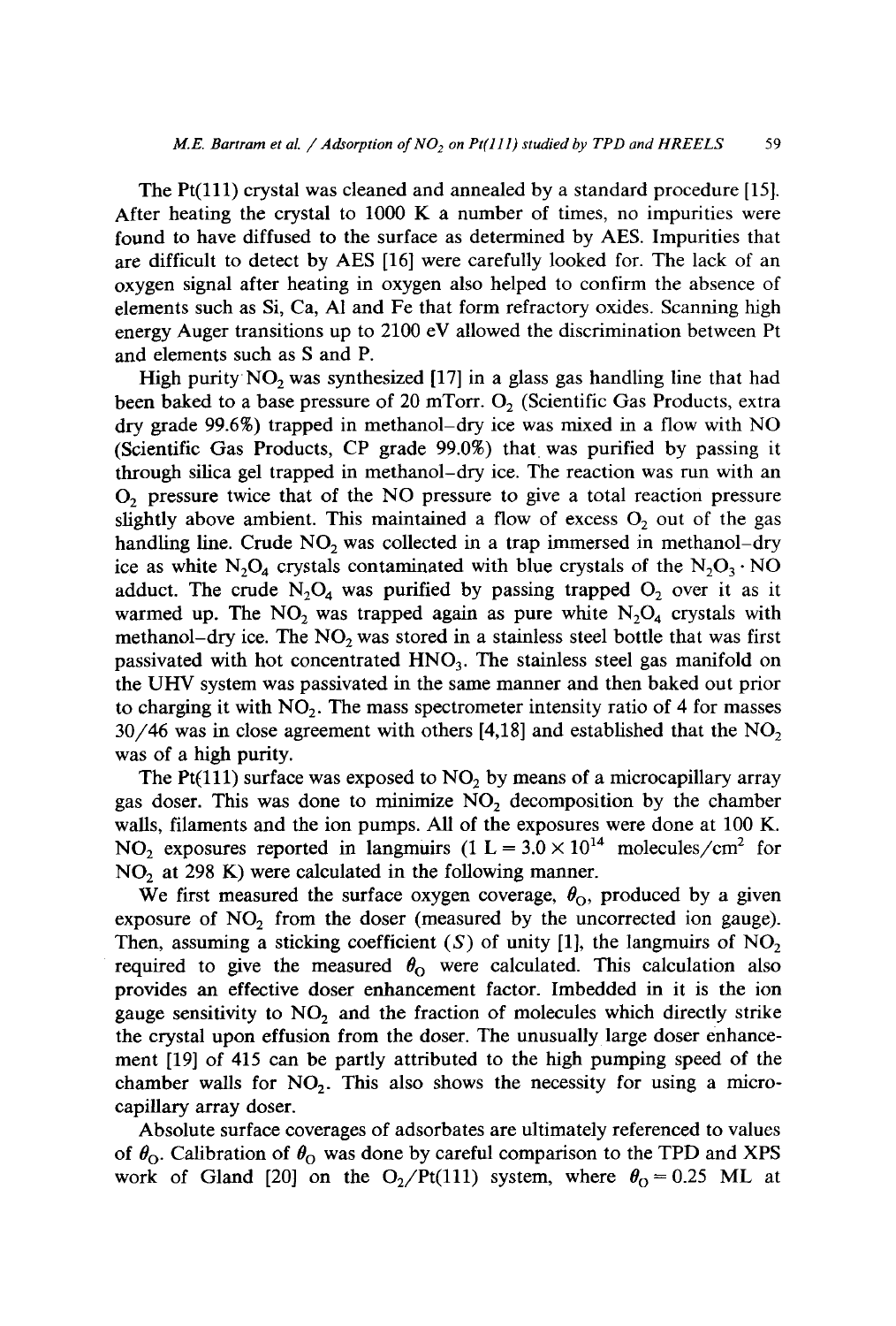The Pt(111) crystal was cleaned and annealed by a standard procedure [15]. After heating the crystal to 1000 K a number of times, no impurities were found to have diffused to the surface as determined by AES. Impurities that are difficult to detect by AES [16] were carefully looked for. The lack of an oxygen signal after heating in oxygen also helped to confirm the absence of elements such as Si, Ca, Al and Fe that form refractory oxides. Scanning high energy Auger transitions up to 2100 eV allowed the discrimination between Pt and elements such as S and P.

High purity $NO_2$ was synthesized [17] in a glass gas handling line that had been baked to a base pressure of 20 mTorr. $O_2$ (Scientific Gas Products, extra dry grade 99.6%) trapped in methanol–dry ice was mixed in a flow with NO (Scientific Gas Products, CP grade 99.0%) that was purified by passing it through silica gel trapped in methanol–dry ice. The reaction was run with an $O_2$ pressure twice that of the NO pressure to give a total reaction pressure slightly above ambient. This maintained a flow of excess $O_2$ out of the gas handling line. Crude $NO_2$ was collected in a trap immersed in methanol–dry ice as white $N_2O_4$ crystals contaminated with blue crystals of the $N_2O_3 \cdot NO$ adduct. The crude $N_2O_4$ was purified by passing trapped $O_2$ over it as it warmed up. The $NO_2$ was trapped again as pure white $N_2O_4$ crystals with methanol–dry ice. The $NO_2$ was stored in a stainless steel bottle that was first passivated with hot concentrated $HNO_3$. The stainless steel gas manifold on the UHV system was passivated in the same manner and then baked out prior to charging it with $NO_2$. The mass spectrometer intensity ratio of 4 for masses 30/46 was in close agreement with others [4,18] and established that the $NO_2$ was of a high purity.

The Pt(111) surface was exposed to $NO_2$ by means of a microcapillary array gas doser. This was done to minimize $NO_2$ decomposition by the chamber walls, filaments and the ion pumps. All of the exposures were done at 100 K. $NO_2$ exposures reported in langmuirs (1 L = $3.0 \times 10^{14}$ molecules/cm$^2$ for $NO_2$ at 298 K) were calculated in the following manner.

We first measured the surface oxygen coverage, $\theta_O$, produced by a given exposure of $NO_2$ from the doser (measured by the uncorrected ion gauge). Then, assuming a sticking coefficient ($S$) of unity [1], the langmuirs of $NO_2$ required to give the measured $\theta_O$ were calculated. This calculation also provides an effective doser enhancement factor. Imbedded in it is the ion gauge sensitivity to $NO_2$ and the fraction of molecules which directly strike the crystal upon effusion from the doser. The unusually large doser enhancement [19] of 415 can be partly attributed to the high pumping speed of the chamber walls for $NO_2$. This also shows the necessity for using a microcapillary array doser.

Absolute surface coverages of adsorbates are ultimately referenced to values of $\theta_O$. Calibration of $\theta_O$ was done by careful comparison to the TPD and XPS work of Gland [20] on the $O_2$/Pt(111) system, where $\theta_O = 0.25$ ML at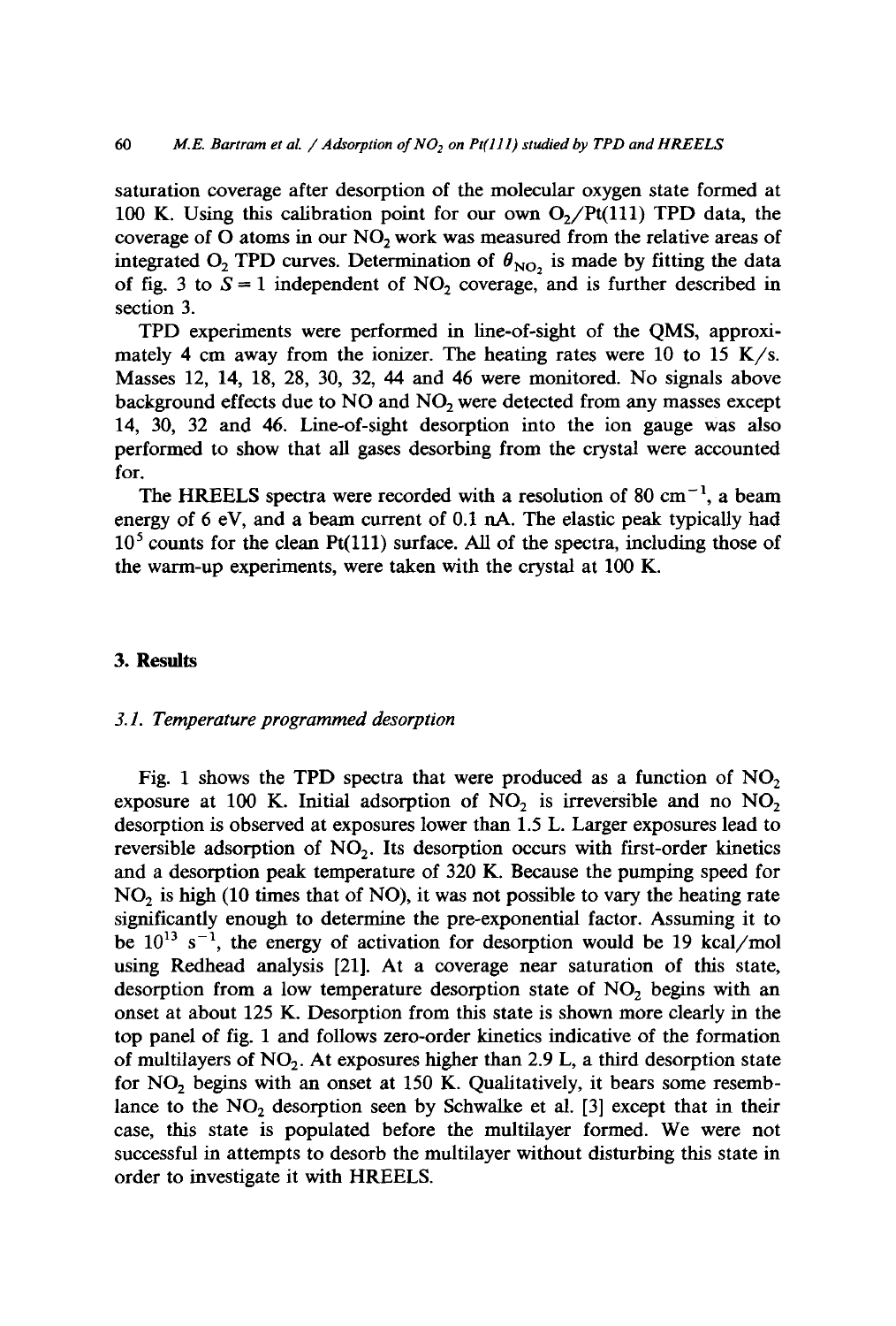saturation coverage after desorption of the molecular oxygen state formed at 100 K. Using this calibration point for our own $O_2$/Pt(111) TPD data, the coverage of O atoms in our $NO_2$ work was measured from the relative areas of integrated $O_2$ TPD curves. Determination of $\theta_{NO_2}$ is made by fitting the data of fig. 3 to $S = 1$ independent of $NO_2$ coverage, and is further described in section 3.

TPD experiments were performed in line-of-sight of the QMS, approximately 4 cm away from the ionizer. The heating rates were 10 to 15 K/s. Masses 12, 14, 18, 28, 30, 32, 44 and 46 were monitored. No signals above background effects due to NO and $NO_2$ were detected from any masses except 14, 30, 32 and 46. Line-of-sight desorption into the ion gauge was also performed to show that all gases desorbing from the crystal were accounted for.

The HREELS spectra were recorded with a resolution of 80 $cm^{-1}$, a beam energy of 6 eV, and a beam current of 0.1 nA. The elastic peak typically had $10^5$ counts for the clean Pt(111) surface. All of the spectra, including those of the warm-up experiments, were taken with the crystal at 100 K.

## 3. Results

### 3.1. Temperature programmed desorption

Fig. 1 shows the TPD spectra that were produced as a function of $NO_2$ exposure at 100 K. Initial adsorption of $NO_2$ is irreversible and no $NO_2$ desorption is observed at exposures lower than 1.5 L. Larger exposures lead to reversible adsorption of $NO_2$. Its desorption occurs with first-order kinetics and a desorption peak temperature of 320 K. Because the pumping speed for $NO_2$ is high (10 times that of NO), it was not possible to vary the heating rate significantly enough to determine the pre-exponential factor. Assuming it to be $10^{13}$ $s^{-1}$, the energy of activation for desorption would be 19 kcal/mol using Redhead analysis [21]. At a coverage near saturation of this state, desorption from a low temperature desorption state of $NO_2$ begins with an onset at about 125 K. Desorption from this state is shown more clearly in the top panel of fig. 1 and follows zero-order kinetics indicative of the formation of multilayers of $NO_2$. At exposures higher than 2.9 L, a third desorption state for $NO_2$ begins with an onset at 150 K. Qualitatively, it bears some resemblance to the $NO_2$ desorption seen by Schwalke et al. [3] except that in their case, this state is populated before the multilayer formed. We were not successful in attempts to desorb the multilayer without disturbing this state in order to investigate it with HREELS.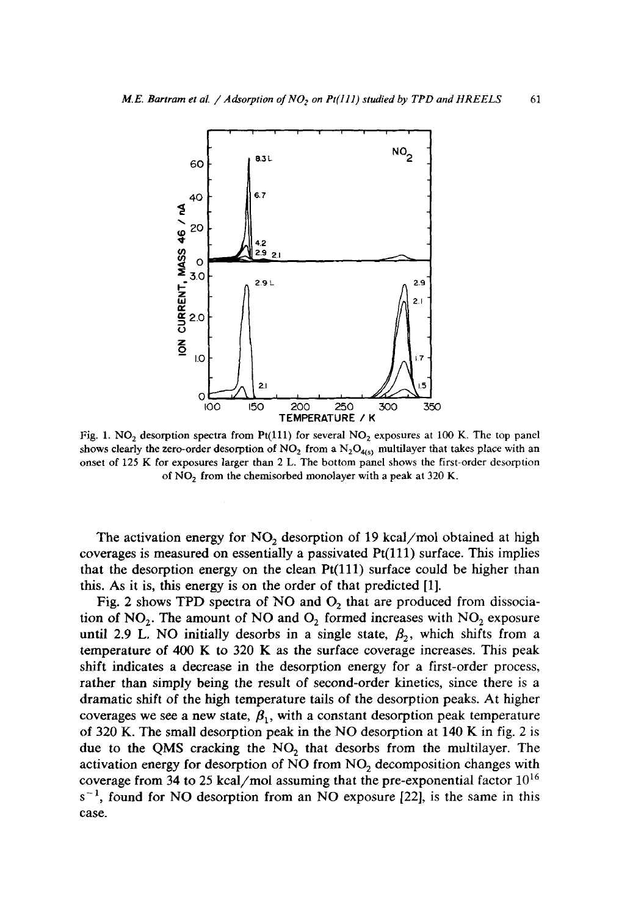Fig. 1. $NO_2$ desorption spectra from Pt(111) for several $NO_2$ exposures at 100 K. The top panel shows clearly the zero-order desorption of $NO_2$ from a $N_2O_{4(s)}$ multilayer that takes place with an onset of 125 K for exposures larger than 2 L. The bottom panel shows the first-order desorption of $NO_2$ from the chemisorbed monolayer with a peak at 320 K.

The activation energy for $NO_2$ desorption of 19 kcal/mol obtained at high coverages is measured on essentially a passivated Pt(111) surface. This implies that the desorption energy on the clean Pt(111) surface could be higher than this. As it is, this energy is on the order of that predicted [1].

Fig. 2 shows TPD spectra of NO and $O_2$ that are produced from dissociation of $NO_2$. The amount of NO and $O_2$ formed increases with $NO_2$ exposure until 2.9 L. NO initially desorbs in a single state, $\beta_2$, which shifts from a temperature of 400 K to 320 K as the surface coverage increases. This peak shift indicates a decrease in the desorption energy for a first-order process, rather than simply being the result of second-order kinetics, since there is a dramatic shift of the high temperature tails of the desorption peaks. At higher coverages we see a new state, $\beta_1$, with a constant desorption peak temperature of 320 K. The small desorption peak in the NO desorption at 140 K in fig. 2 is due to the QMS cracking the $NO_2$ that desorbs from the multilayer. The activation energy for desorption of NO from $NO_2$ decomposition changes with coverage from 34 to 25 kcal/mol assuming that the pre-exponential factor $10^{16}$ $s^{-1}$, found for NO desorption from an NO exposure [22], is the same in this case.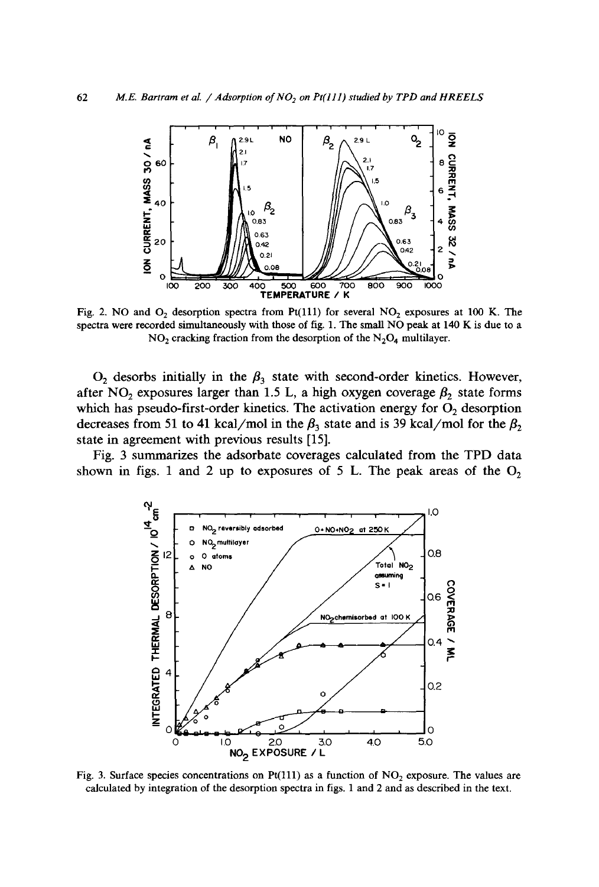Fig. 2. NO and $O_2$ desorption spectra from Pt(111) for several $NO_2$ exposures at 100 K. The spectra were recorded simultaneously with those of fig. 1. The small NO peak at 140 K is due to a $NO_2$ cracking fraction from the desorption of the $N_2O_4$ multilayer.

$O_2$ desorbs initially in the $\beta_3$ state with second-order kinetics. However, after $NO_2$ exposures larger than 1.5 L, a high oxygen coverage $\beta_2$ state forms which has pseudo-first-order kinetics. The activation energy for $O_2$ desorption decreases from 51 to 41 kcal/mol in the $\beta_3$ state and is 39 kcal/mol for the $\beta_2$ state in agreement with previous results [15].

Fig. 3 summarizes the adsorbate coverages calculated from the TPD data shown in figs. 1 and 2 up to exposures of 5 L. The peak areas of the $O_2$

Fig. 3. Surface species concentrations on Pt(111) as a function of $NO_2$ exposure. The values are calculated by integration of the desorption spectra in figs. 1 and 2 and as described in the text.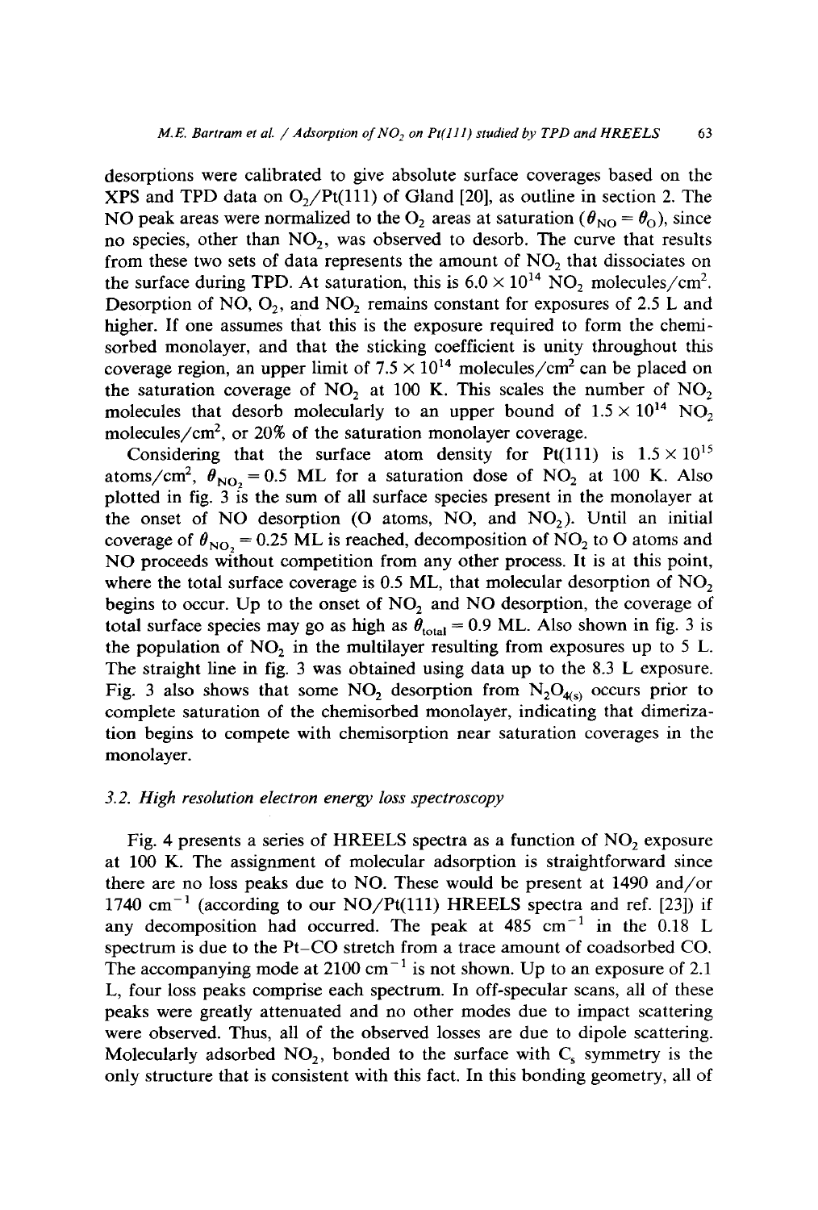desorptions were calibrated to give absolute surface coverages based on the XPS and TPD data on $O_2$/Pt(111) of Gland [20], as outline in section 2. The NO peak areas were normalized to the $O_2$ areas at saturation ($\theta_{NO} = \theta_O$), since no species, other than $NO_2$, was observed to desorb. The curve that results from these two sets of data represents the amount of $NO_2$ that dissociates on the surface during TPD. At saturation, this is $6.0 \times 10^{14}$ $NO_2$ molecules/cm$^2$. Desorption of NO, $O_2$, and $NO_2$ remains constant for exposures of 2.5 L and higher. If one assumes that this is the exposure required to form the chemisorbed monolayer, and that the sticking coefficient is unity throughout this coverage region, an upper limit of $7.5 \times 10^{14}$ molecules/cm$^2$ can be placed on the saturation coverage of $NO_2$ at 100 K. This scales the number of $NO_2$ molecules that desorb molecularly to an upper bound of $1.5 \times 10^{14}$ $NO_2$ molecules/cm$^2$, or 20% of the saturation monolayer coverage.

Considering that the surface atom density for Pt(111) is $1.5 \times 10^{15}$ atoms/cm$^2$, $\theta_{NO_2} = 0.5$ ML for a saturation dose of $NO_2$ at 100 K. Also plotted in fig. 3 is the sum of all surface species present in the monolayer at the onset of NO desorption (O atoms, NO, and $NO_2$). Until an initial coverage of $\theta_{NO_2} = 0.25$ ML is reached, decomposition of $NO_2$ to O atoms and NO proceeds without competition from any other process. It is at this point, where the total surface coverage is 0.5 ML, that molecular desorption of $NO_2$ begins to occur. Up to the onset of $NO_2$ and NO desorption, the coverage of total surface species may go as high as $\theta_{total} = 0.9$ ML. Also shown in fig. 3 is the population of $NO_2$ in the multilayer resulting from exposures up to 5 L. The straight line in fig. 3 was obtained using data up to the 8.3 L exposure. Fig. 3 also shows that some $NO_2$ desorption from $N_2O_{4(s)}$ occurs prior to complete saturation of the chemisorbed monolayer, indicating that dimerization begins to compete with chemisorption near saturation coverages in the monolayer.

### 3.2. High resolution electron energy loss spectroscopy

Fig. 4 presents a series of HREELS spectra as a function of $NO_2$ exposure at 100 K. The assignment of molecular adsorption is straightforward since there are no loss peaks due to NO. These would be present at 1490 and/or 1740 cm$^{-1}$ (according to our NO/Pt(111) HREELS spectra and ref. [23]) if any decomposition had occurred. The peak at 485 cm$^{-1}$ in the 0.18 L spectrum is due to the Pt–CO stretch from a trace amount of coadsorbed CO. The accompanying mode at 2100 cm$^{-1}$ is not shown. Up to an exposure of 2.1 L, four loss peaks comprise each spectrum. In off-specular scans, all of these peaks were greatly attenuated and no other modes due to impact scattering were observed. Thus, all of the observed losses are due to dipole scattering. Molecularly adsorbed $NO_2$, bonded to the surface with $C_s$ symmetry is the only structure that is consistent with this fact. In this bonding geometry, all of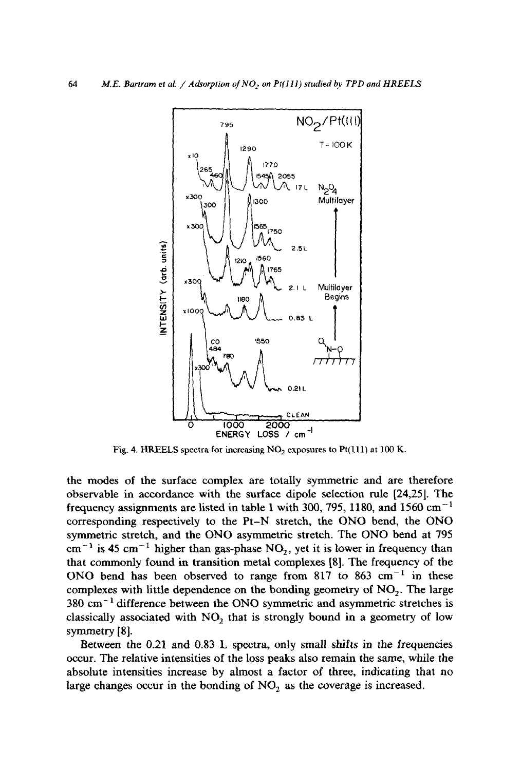Fig. 4. HREELS spectra for increasing $NO_2$ exposures to Pt(111) at 100 K.

the modes of the surface complex are totally symmetric and are therefore observable in accordance with the surface dipole selection rule [24,25]. The frequency assignments are listed in table 1 with 300, 795, 1180, and 1560 $cm^{-1}$ corresponding respectively to the Pt–N stretch, the ONO bend, the ONO symmetric stretch, and the ONO asymmetric stretch. The ONO bend at 795 $cm^{-1}$ is 45 $cm^{-1}$ higher than gas-phase $NO_2$, yet it is lower in frequency than that commonly found in transition metal complexes [8]. The frequency of the ONO bend has been observed to range from 817 to 863 $cm^{-1}$ in these complexes with little dependence on the bonding geometry of $NO_2$. The large 380 $cm^{-1}$ difference between the ONO symmetric and asymmetric stretches is classically associated with $NO_2$ that is strongly bound in a geometry of low symmetry [8].

Between the 0.21 and 0.83 L spectra, only small shifts in the frequencies occur. The relative intensities of the loss peaks also remain the same, while the absolute intensities increase by almost a factor of three, indicating that no large changes occur in the bonding of $NO_2$ as the coverage is increased.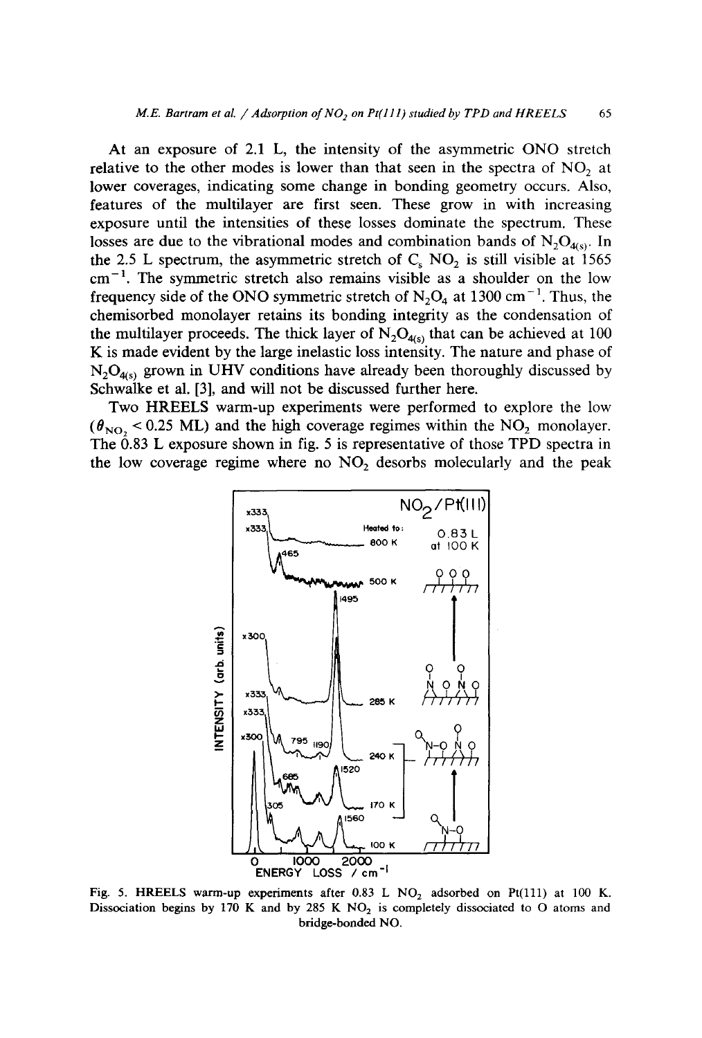At an exposure of 2.1 L, the intensity of the asymmetric ONO stretch relative to the other modes is lower than that seen in the spectra of $NO_2$ at lower coverages, indicating some change in bonding geometry occurs. Also, features of the multilayer are first seen. These grow in with increasing exposure until the intensities of these losses dominate the spectrum. These losses are due to the vibrational modes and combination bands of $N_2O_{4(s)}$. In the 2.5 L spectrum, the asymmetric stretch of $C_s$ $NO_2$ is still visible at 1565 $cm^{-1}$. The symmetric stretch also remains visible as a shoulder on the low frequency side of the ONO symmetric stretch of $N_2O_4$ at 1300 $cm^{-1}$. Thus, the chemisorbed monolayer retains its bonding integrity as the condensation of the multilayer proceeds. The thick layer of $N_2O_{4(s)}$ that can be achieved at 100 K is made evident by the large inelastic loss intensity. The nature and phase of $N_2O_{4(s)}$ grown in UHV conditions have already been thoroughly discussed by Schwalke et al. [3], and will not be discussed further here.

Two HREELS warm-up experiments were performed to explore the low ($\theta_{NO_2} < 0.25$ ML) and the high coverage regimes within the $NO_2$ monolayer. The 0.83 L exposure shown in fig. 5 is representative of those TPD spectra in the low coverage regime where no $NO_2$ desorbs molecularly and the peak

Fig. 5. HREELS warm-up experiments after 0.83 L $NO_2$ adsorbed on Pt(111) at 100 K. Dissociation begins by 170 K and by 285 K $NO_2$ is completely dissociated to O atoms and bridge-bonded NO.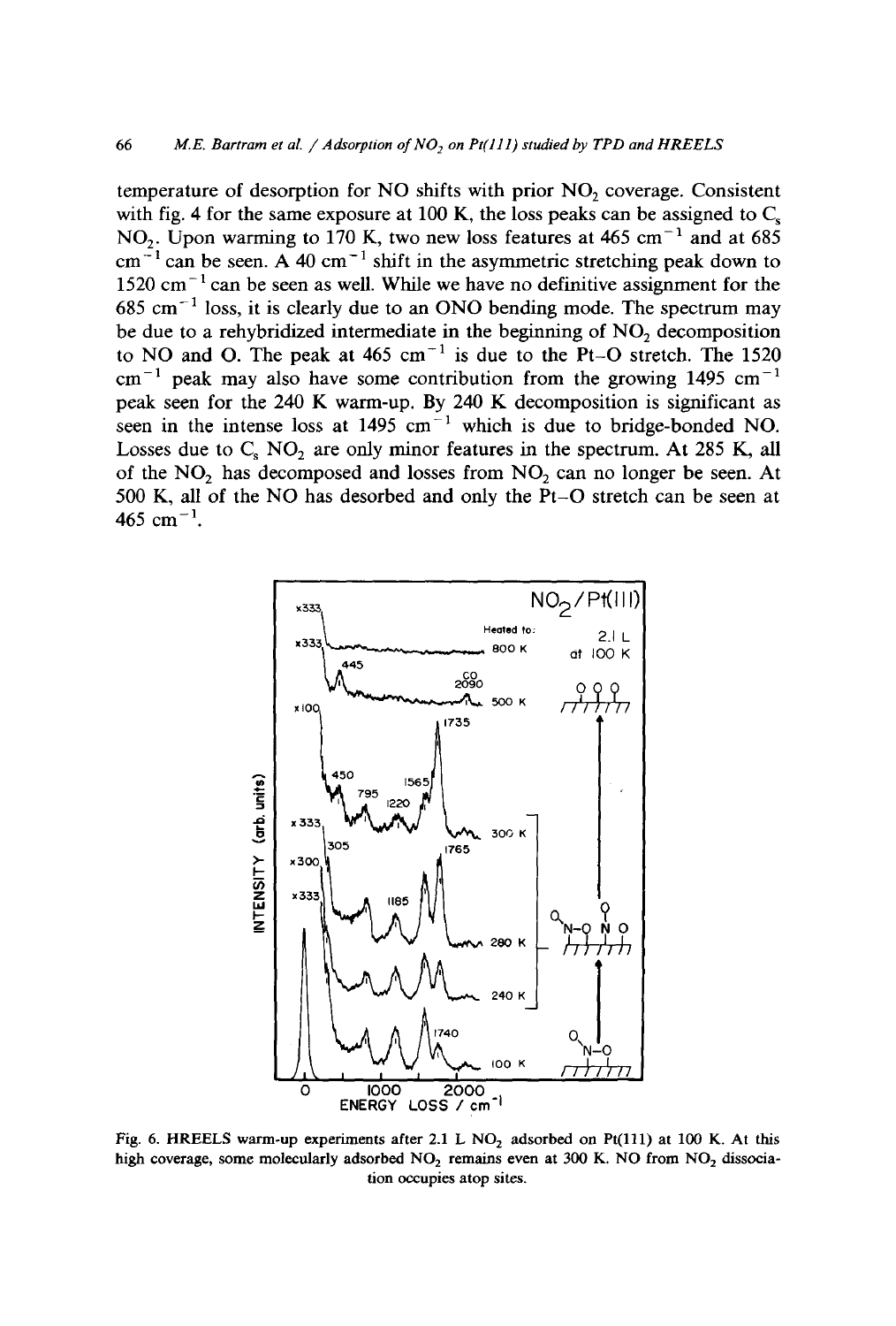temperature of desorption for NO shifts with prior $NO_2$ coverage. Consistent with fig. 4 for the same exposure at 100 K, the loss peaks can be assigned to $C_s$ $NO_2$. Upon warming to 170 K, two new loss features at 465 $cm^{-1}$ and at 685 $cm^{-1}$ can be seen. A 40 $cm^{-1}$ shift in the asymmetric stretching peak down to 1520 $cm^{-1}$ can be seen as well. While we have no definitive assignment for the 685 $cm^{-1}$ loss, it is clearly due to an ONO bending mode. The spectrum may be due to a rehybridized intermediate in the beginning of $NO_2$ decomposition to NO and O. The peak at 465 $cm^{-1}$ is due to the Pt–O stretch. The 1520 $cm^{-1}$ peak may also have some contribution from the growing 1495 $cm^{-1}$ peak seen for the 240 K warm-up. By 240 K decomposition is significant as seen in the intense loss at 1495 $cm^{-1}$ which is due to bridge-bonded NO. Losses due to $C_s$ $NO_2$ are only minor features in the spectrum. At 285 K, all of the $NO_2$ has decomposed and losses from $NO_2$ can no longer be seen. At 500 K, all of the NO has desorbed and only the Pt–O stretch can be seen at 465 $cm^{-1}$.

Fig. 6. HREELS warm-up experiments after 2.1 L $NO_2$ adsorbed on Pt(111) at 100 K. At this high coverage, some molecularly adsorbed $NO_2$ remains even at 300 K. NO from $NO_2$ dissociation occupies atop sites.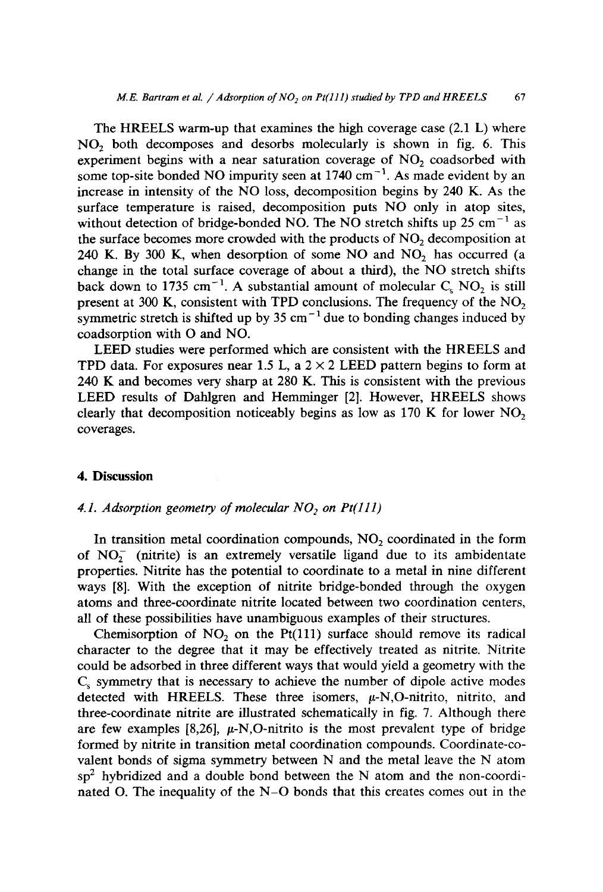The HREELS warm-up that examines the high coverage case (2.1 L) where $NO_2$ both decomposes and desorbs molecularly is shown in fig. 6. This experiment begins with a near saturation coverage of $NO_2$ coadsorbed with some top-site bonded NO impurity seen at 1740 $cm^{-1}$. As made evident by an increase in intensity of the NO loss, decomposition begins by 240 K. As the surface temperature is raised, decomposition puts NO only in atop sites, without detection of bridge-bonded NO. The NO stretch shifts up 25 $cm^{-1}$ as the surface becomes more crowded with the products of $NO_2$ decomposition at 240 K. By 300 K, when desorption of some NO and $NO_2$ has occurred (a change in the total surface coverage of about a third), the NO stretch shifts back down to 1735 $cm^{-1}$. A substantial amount of molecular $C_s$ $NO_2$ is still present at 300 K, consistent with TPD conclusions. The frequency of the $NO_2$ symmetric stretch is shifted up by 35 $cm^{-1}$ due to bonding changes induced by coadsorption with O and NO.

LEED studies were performed which are consistent with the HREELS and TPD data. For exposures near 1.5 L, a 2 × 2 LEED pattern begins to form at 240 K and becomes very sharp at 280 K. This is consistent with the previous LEED results of Dahlgren and Hemminger [2]. However, HREELS shows clearly that decomposition noticeably begins as low as 170 K for lower $NO_2$ coverages.

## 4. Discussion

### 4.1. Adsorption geometry of molecular $NO_2$ on Pt(111)

In transition metal coordination compounds, $NO_2$ coordinated in the form of $NO_2^-$ (nitrite) is an extremely versatile ligand due to its ambidentate properties. Nitrite has the potential to coordinate to a metal in nine different ways [8]. With the exception of nitrite bridge-bonded through the oxygen atoms and three-coordinate nitrite located between two coordination centers, all of these possibilities have unambiguous examples of their structures.

Chemisorption of $NO_2$ on the Pt(111) surface should remove its radical character to the degree that it may be effectively treated as nitrite. Nitrite could be adsorbed in three different ways that would yield a geometry with the $C_s$ symmetry that is necessary to achieve the number of dipole active modes detected with HREELS. These three isomers, μ-N,O-nitrito, nitrito, and three-coordinate nitrite are illustrated schematically in fig. 7. Although there are few examples [8,26], μ-N,O-nitrito is the most prevalent type of bridge formed by nitrite in transition metal coordination compounds. Coordinate-covalent bonds of sigma symmetry between N and the metal leave the N atom $sp^2$ hybridized and a double bond between the N atom and the non-coordinated O. The inequality of the N–O bonds that this creates comes out in the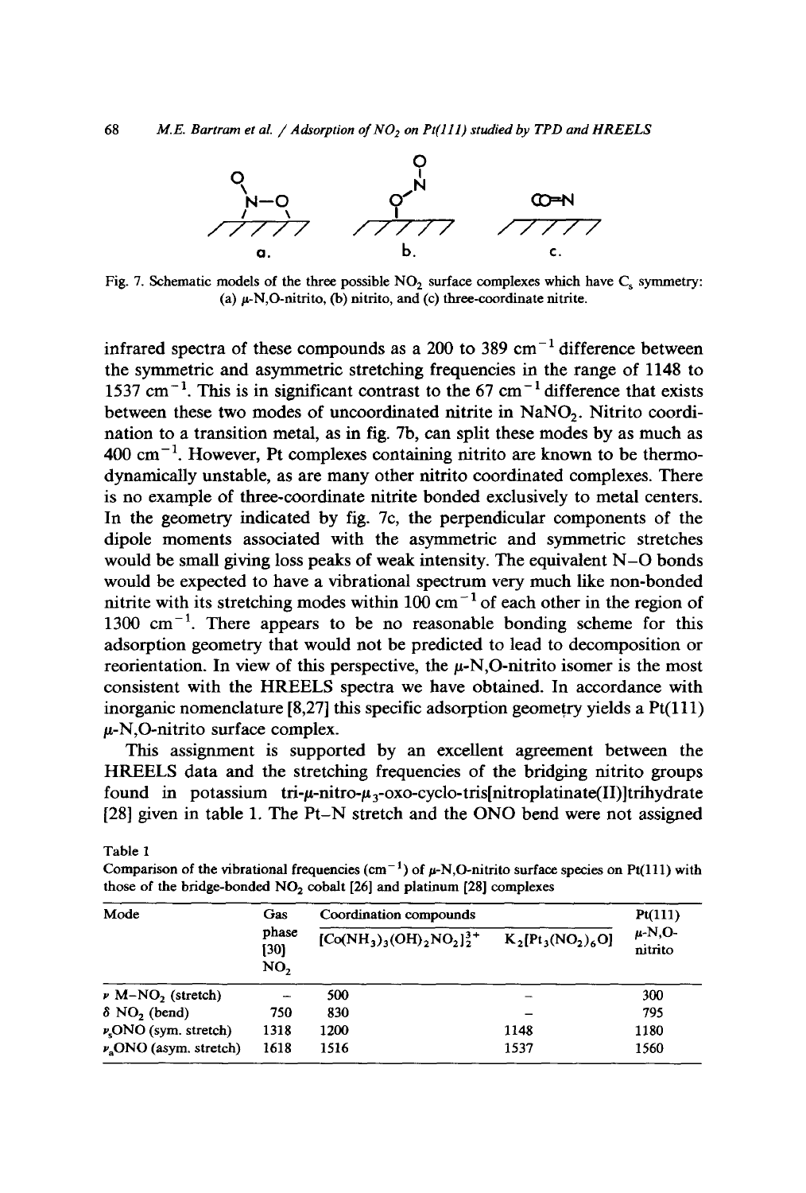Fig. 7. Schematic models of the three possible $NO_2$ surface complexes which have $C_s$ symmetry: (a) μ-N,O-nitrito, (b) nitrito, and (c) three-coordinate nitrite.

infrared spectra of these compounds as a 200 to 389 $cm^{-1}$ difference between the symmetric and asymmetric stretching frequencies in the range of 1148 to 1537 $cm^{-1}$. This is in significant contrast to the 67 $cm^{-1}$ difference that exists between these two modes of uncoordinated nitrite in $NaNO_2$. Nitrito coordination to a transition metal, as in fig. 7b, can split these modes by as much as 400 $cm^{-1}$. However, Pt complexes containing nitrito are known to be thermodynamically unstable, as are many other nitrito coordinated complexes. There is no example of three-coordinate nitrite bonded exclusively to metal centers. In the geometry indicated by fig. 7c, the perpendicular components of the dipole moments associated with the asymmetric and symmetric stretches would be small giving loss peaks of weak intensity. The equivalent N–O bonds would be expected to have a vibrational spectrum very much like non-bonded nitrite with its stretching modes within 100 $cm^{-1}$ of each other in the region of 1300 $cm^{-1}$. There appears to be no reasonable bonding scheme for this adsorption geometry that would not be predicted to lead to decomposition or reorientation. In view of this perspective, the μ-N,O-nitrito isomer is the most consistent with the HREELS spectra we have obtained. In accordance with inorganic nomenclature [8,27] this specific adsorption geometry yields a Pt(111) μ-N,O-nitrito surface complex.

This assignment is supported by an excellent agreement between the HREELS data and the stretching frequencies of the bridging nitrito groups found in potassium tri-μ-nitro-$\mu_3$-oxo-cyclo-tris[nitroplatinate(II)]trihydrate [28] given in table 1. The Pt–N stretch and the ONO bend were not assigned

Table 1

Comparison of the vibrational frequencies ($cm^{-1}$) of μ-N,O-nitrito surface species on Pt(111) with those of the bridge-bonded $NO_2$ cobalt [26] and platinum [28] complexes

| Mode | Gas phase [30] $NO_2$ | Coordination compounds | | Pt(111) μ-N,O-nitrito |
|---|---|---|---|---|
| | | $[Co(NH_3)_3(OH)_2NO_2]_2^{3+}$ | $K_2[Pt_3(NO_2)_6O]$ | |
| $\nu$ M–$NO_2$ (stretch) | – | 500 | – | 300 |
| $\delta$ $NO_2$ (bend) | 750 | 830 | – | 795 |
| $\nu_s$ONO (sym. stretch) | 1318 | 1200 | 1148 | 1180 |
| $\nu_a$ONO (asym. stretch) | 1618 | 1516 | 1537 | 1560 |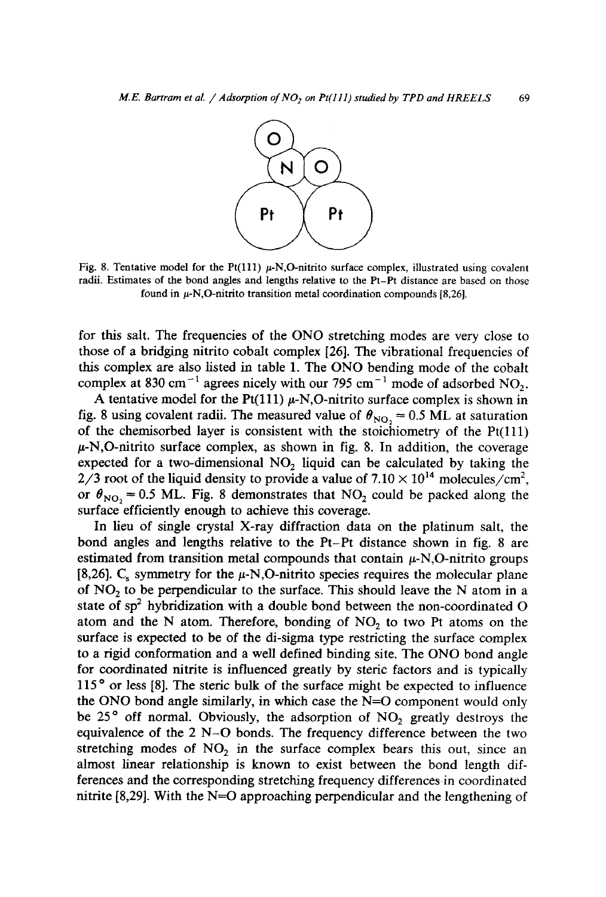Fig. 8. Tentative model for the Pt(111) μ-N,O-nitrito surface complex, illustrated using covalent radii. Estimates of the bond angles and lengths relative to the Pt–Pt distance are based on those found in μ-N,O-nitrito transition metal coordination compounds [8,26].

for this salt. The frequencies of the ONO stretching modes are very close to those of a bridging nitrito cobalt complex [26]. The vibrational frequencies of this complex are also listed in table 1. The ONO bending mode of the cobalt complex at 830 $cm^{-1}$ agrees nicely with our 795 $cm^{-1}$ mode of adsorbed $NO_2$.

A tentative model for the Pt(111) μ-N,O-nitrito surface complex is shown in fig. 8 using covalent radii. The measured value of $\theta_{NO_2} = 0.5$ ML at saturation of the chemisorbed layer is consistent with the stoichiometry of the Pt(111) μ-N,O-nitrito surface complex, as shown in fig. 8. In addition, the coverage expected for a two-dimensional $NO_2$ liquid can be calculated by taking the 2/3 root of the liquid density to provide a value of $7.10 \times 10^{14}$ molecules/$cm^2$, or $\theta_{NO_2} = 0.5$ ML. Fig. 8 demonstrates that $NO_2$ could be packed along the surface efficiently enough to achieve this coverage.

In lieu of single crystal X-ray diffraction data on the platinum salt, the bond angles and lengths relative to the Pt–Pt distance shown in fig. 8 are estimated from transition metal compounds that contain μ-N,O-nitrito groups [8,26]. $C_s$ symmetry for the μ-N,O-nitrito species requires the molecular plane of $NO_2$ to be perpendicular to the surface. This should leave the N atom in a state of $sp^2$ hybridization with a double bond between the non-coordinated O atom and the N atom. Therefore, bonding of $NO_2$ to two Pt atoms on the surface is expected to be of the di-sigma type restricting the surface complex to a rigid conformation and a well defined binding site. The ONO bond angle for coordinated nitrite is influenced greatly by steric factors and is typically 115° or less [8]. The steric bulk of the surface might be expected to influence the ONO bond angle similarly, in which case the N=O component would only be 25° off normal. Obviously, the adsorption of $NO_2$ greatly destroys the equivalence of the 2 N–O bonds. The frequency difference between the two stretching modes of $NO_2$ in the surface complex bears this out, since an almost linear relationship is known to exist between the bond length differences and the corresponding stretching frequency differences in coordinated nitrite [8,29]. With the N=O approaching perpendicular and the lengthening of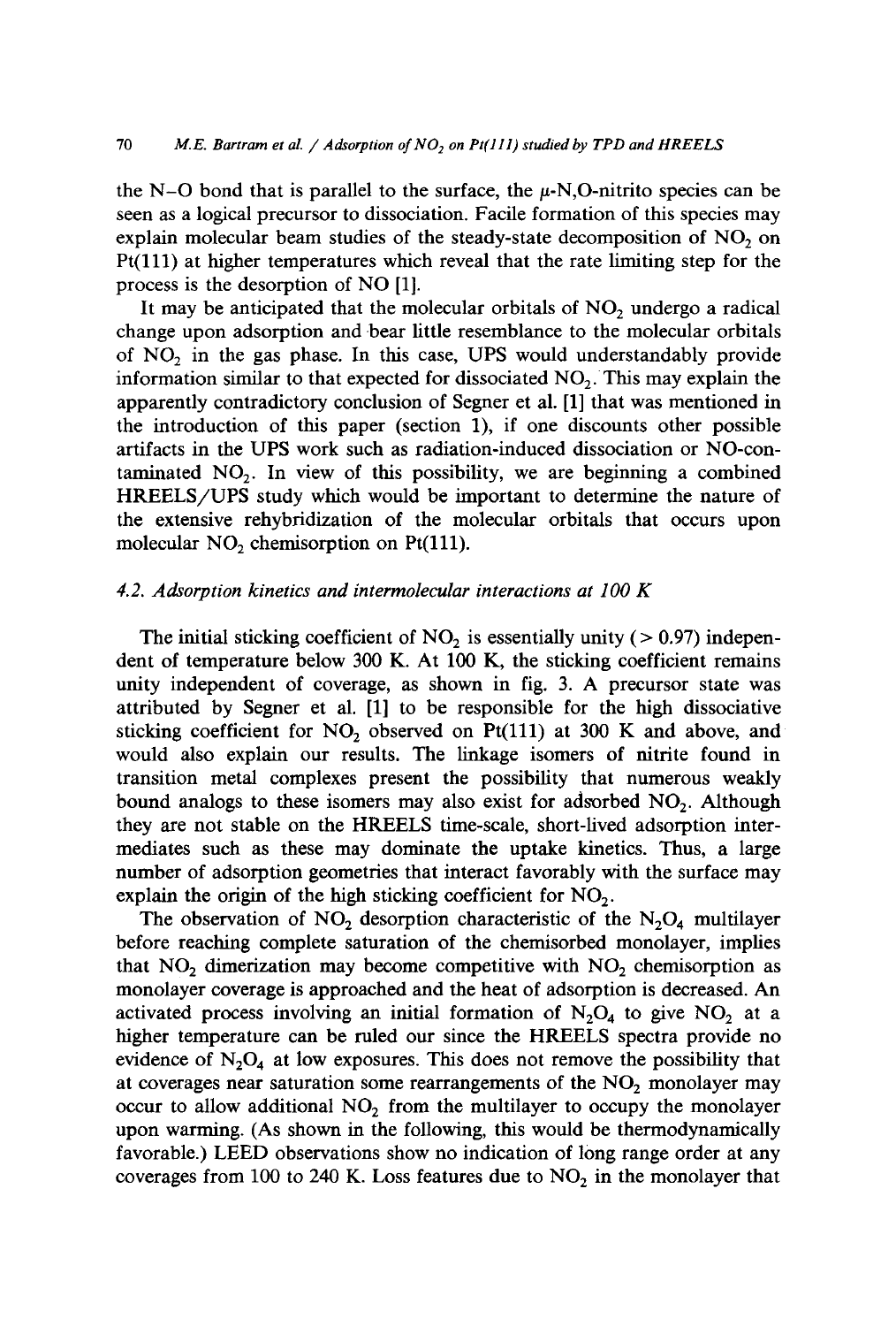the N–O bond that is parallel to the surface, the μ-N,O-nitrito species can be seen as a logical precursor to dissociation. Facile formation of this species may explain molecular beam studies of the steady-state decomposition of $NO_2$ on Pt(111) at higher temperatures which reveal that the rate limiting step for the process is the desorption of NO [1].

It may be anticipated that the molecular orbitals of $NO_2$ undergo a radical change upon adsorption and bear little resemblance to the molecular orbitals of $NO_2$ in the gas phase. In this case, UPS would understandably provide information similar to that expected for dissociated $NO_2$. This may explain the apparently contradictory conclusion of Segner et al. [1] that was mentioned in the introduction of this paper (section 1), if one discounts other possible artifacts in the UPS work such as radiation-induced dissociation or NO-contaminated $NO_2$. In view of this possibility, we are beginning a combined HREELS/UPS study which would be important to determine the nature of the extensive rehybridization of the molecular orbitals that occurs upon molecular $NO_2$ chemisorption on Pt(111).

### 4.2. Adsorption kinetics and intermolecular interactions at 100 K

The initial sticking coefficient of $NO_2$ is essentially unity (> 0.97) independent of temperature below 300 K. At 100 K, the sticking coefficient remains unity independent of coverage, as shown in fig. 3. A precursor state was attributed by Segner et al. [1] to be responsible for the high dissociative sticking coefficient for $NO_2$ observed on Pt(111) at 300 K and above, and would also explain our results. The linkage isomers of nitrite found in transition metal complexes present the possibility that numerous weakly bound analogs to these isomers may also exist for adsorbed $NO_2$. Although they are not stable on the HREELS time-scale, short-lived adsorption intermediates such as these may dominate the uptake kinetics. Thus, a large number of adsorption geometries that interact favorably with the surface may explain the origin of the high sticking coefficient for $NO_2$.

The observation of $NO_2$ desorption characteristic of the $N_2O_4$ multilayer before reaching complete saturation of the chemisorbed monolayer, implies that $NO_2$ dimerization may become competitive with $NO_2$ chemisorption as monolayer coverage is approached and the heat of adsorption is decreased. An activated process involving an initial formation of $N_2O_4$ to give $NO_2$ at a higher temperature can be ruled our since the HREELS spectra provide no evidence of $N_2O_4$ at low exposures. This does not remove the possibility that at coverages near saturation some rearrangements of the $NO_2$ monolayer may occur to allow additional $NO_2$ from the multilayer to occupy the monolayer upon warming. (As shown in the following, this would be thermodynamically favorable.) LEED observations show no indication of long range order at any coverages from 100 to 240 K. Loss features due to $NO_2$ in the monolayer that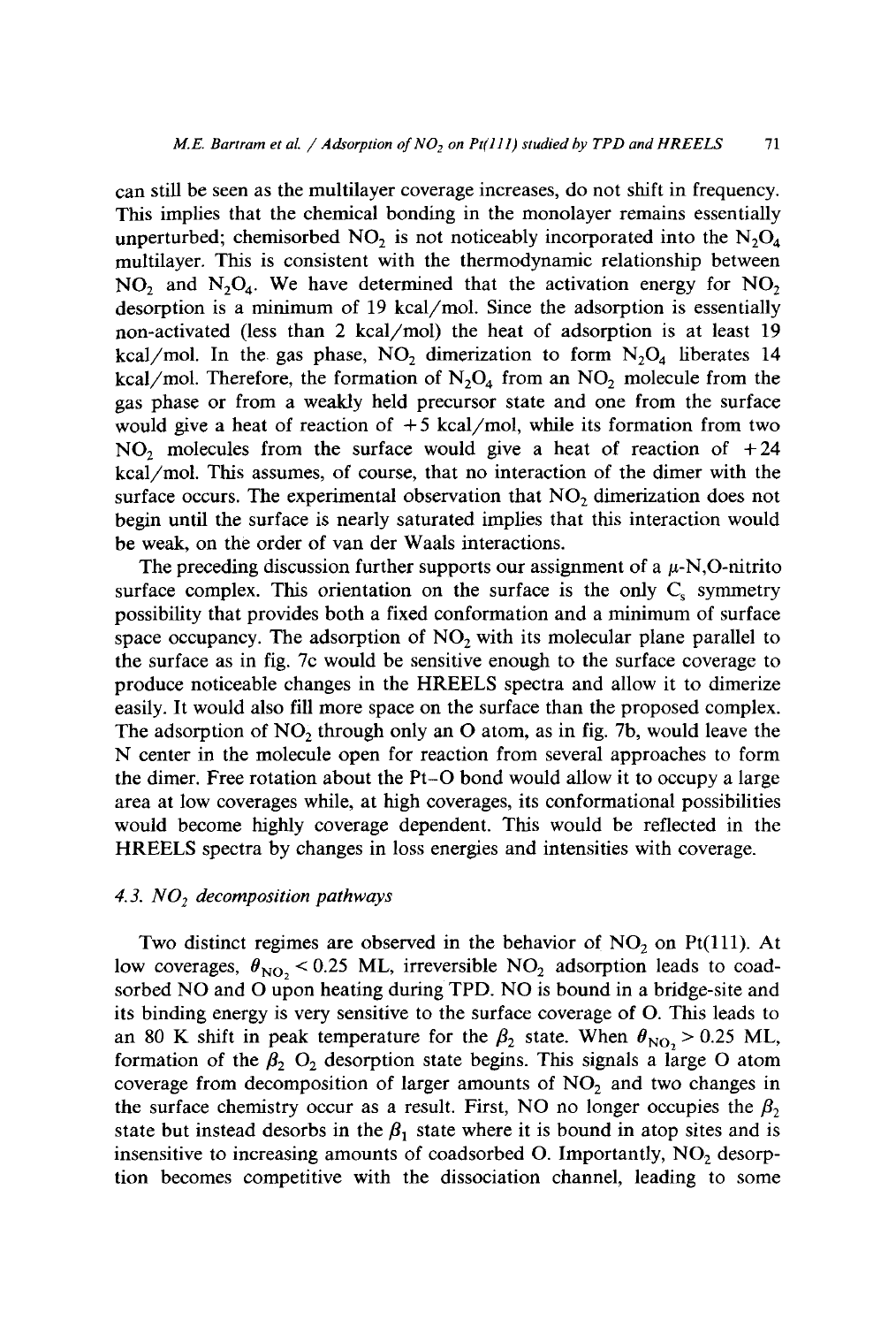can still be seen as the multilayer coverage increases, do not shift in frequency. This implies that the chemical bonding in the monolayer remains essentially unperturbed; chemisorbed $NO_2$ is not noticeably incorporated into the $N_2O_4$ multilayer. This is consistent with the thermodynamic relationship between $NO_2$ and $N_2O_4$. We have determined that the activation energy for $NO_2$ desorption is a minimum of 19 kcal/mol. Since the adsorption is essentially non-activated (less than 2 kcal/mol) the heat of adsorption is at least 19 kcal/mol. In the gas phase, $NO_2$ dimerization to form $N_2O_4$ liberates 14 kcal/mol. Therefore, the formation of $N_2O_4$ from an $NO_2$ molecule from the gas phase or from a weakly held precursor state and one from the surface would give a heat of reaction of +5 kcal/mol, while its formation from two $NO_2$ molecules from the surface would give a heat of reaction of +24 kcal/mol. This assumes, of course, that no interaction of the dimer with the surface occurs. The experimental observation that $NO_2$ dimerization does not begin until the surface is nearly saturated implies that this interaction would be weak, on the order of van der Waals interactions.

The preceding discussion further supports our assignment of a $\mu$-N,O-nitrito surface complex. This orientation on the surface is the only $C_s$ symmetry possibility that provides both a fixed conformation and a minimum of surface space occupancy. The adsorption of $NO_2$ with its molecular plane parallel to the surface as in fig. 7c would be sensitive enough to the surface coverage to produce noticeable changes in the HREELS spectra and allow it to dimerize easily. It would also fill more space on the surface than the proposed complex. The adsorption of $NO_2$ through only an O atom, as in fig. 7b, would leave the N center in the molecule open for reaction from several approaches to form the dimer. Free rotation about the Pt–O bond would allow it to occupy a large area at low coverages while, at high coverages, its conformational possibilities would become highly coverage dependent. This would be reflected in the HREELS spectra by changes in loss energies and intensities with coverage.

### 4.3. $NO_2$ decomposition pathways

Two distinct regimes are observed in the behavior of $NO_2$ on Pt(111). At low coverages, $\theta_{NO_2} < 0.25$ ML, irreversible $NO_2$ adsorption leads to coadsorbed NO and O upon heating during TPD. NO is bound in a bridge-site and its binding energy is very sensitive to the surface coverage of O. This leads to an 80 K shift in peak temperature for the $\beta_2$ state. When $\theta_{NO_2} > 0.25$ ML, formation of the $\beta_2$ $O_2$ desorption state begins. This signals a large O atom coverage from decomposition of larger amounts of $NO_2$ and two changes in the surface chemistry occur as a result. First, NO no longer occupies the $\beta_2$ state but instead desorbs in the $\beta_1$ state where it is bound in atop sites and is insensitive to increasing amounts of coadsorbed O. Importantly, $NO_2$ desorption becomes competitive with the dissociation channel, leading to some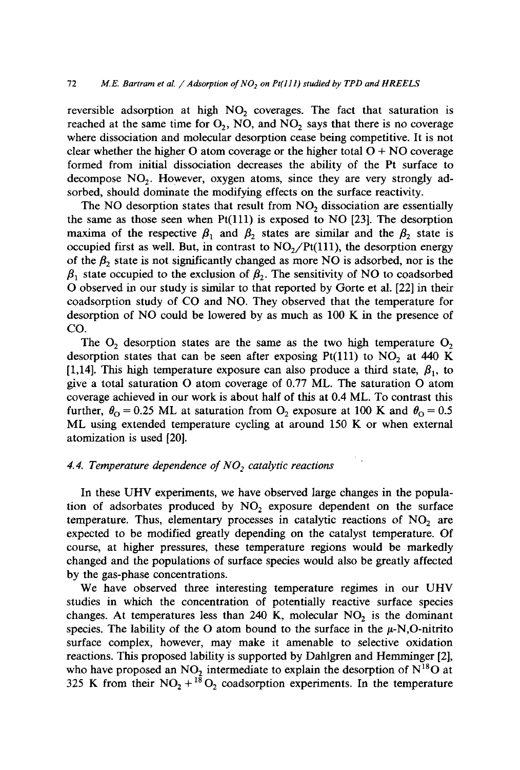reversible adsorption at high $NO_2$ coverages. The fact that saturation is reached at the same time for $O_2$, NO, and $NO_2$ says that there is no coverage where dissociation and molecular desorption cease being competitive. It is not clear whether the higher O atom coverage or the higher total O + NO coverage formed from initial dissociation decreases the ability of the Pt surface to decompose $NO_2$. However, oxygen atoms, since they are very strongly adsorbed, should dominate the modifying effects on the surface reactivity.

The NO desorption states that result from $NO_2$ dissociation are essentially the same as those seen when Pt(111) is exposed to NO [23]. The desorption maxima of the respective $\beta_1$ and $\beta_2$ states are similar and the $\beta_2$ state is occupied first as well. But, in contrast to $NO_2$/Pt(111), the desorption energy of the $\beta_2$ state is not significantly changed as more NO is adsorbed, nor is the $\beta_1$ state occupied to the exclusion of $\beta_2$. The sensitivity of NO to coadsorbed O observed in our study is similar to that reported by Gorte et al. [22] in their coadsorption study of CO and NO. They observed that the temperature for desorption of NO could be lowered by as much as 100 K in the presence of CO.

The $O_2$ desorption states are the same as the two high temperature $O_2$ desorption states that can be seen after exposing Pt(111) to $NO_2$ at 440 K [1,14]. This high temperature exposure can also produce a third state, $\beta_1$, to give a total saturation O atom coverage of 0.77 ML. The saturation O atom coverage achieved in our work is about half of this at 0.4 ML. To contrast this further, $\theta_O = 0.25$ ML at saturation from $O_2$ exposure at 100 K and $\theta_O = 0.5$ ML using extended temperature cycling at around 150 K or when external atomization is used [20].

### 4.4. Temperature dependence of $NO_2$ catalytic reactions

In these UHV experiments, we have observed large changes in the population of adsorbates produced by $NO_2$ exposure dependent on the surface temperature. Thus, elementary processes in catalytic reactions of $NO_2$ are expected to be modified greatly depending on the catalyst temperature. Of course, at higher pressures, these temperature regions would be markedly changed and the populations of surface species would also be greatly affected by the gas-phase concentrations.

We have observed three interesting temperature regimes in our UHV studies in which the concentration of potentially reactive surface species changes. At temperatures less than 240 K, molecular $NO_2$ is the dominant species. The lability of the O atom bound to the surface in the $\mu$-N,O-nitrito surface complex, however, may make it amenable to selective oxidation reactions. This proposed lability is supported by Dahlgren and Hemminger [2], who have proposed an $NO_2$ intermediate to explain the desorption of $N^{18}O$ at 325 K from their $NO_2 + {}^{18}O_2$ coadsorption experiments. In the temperature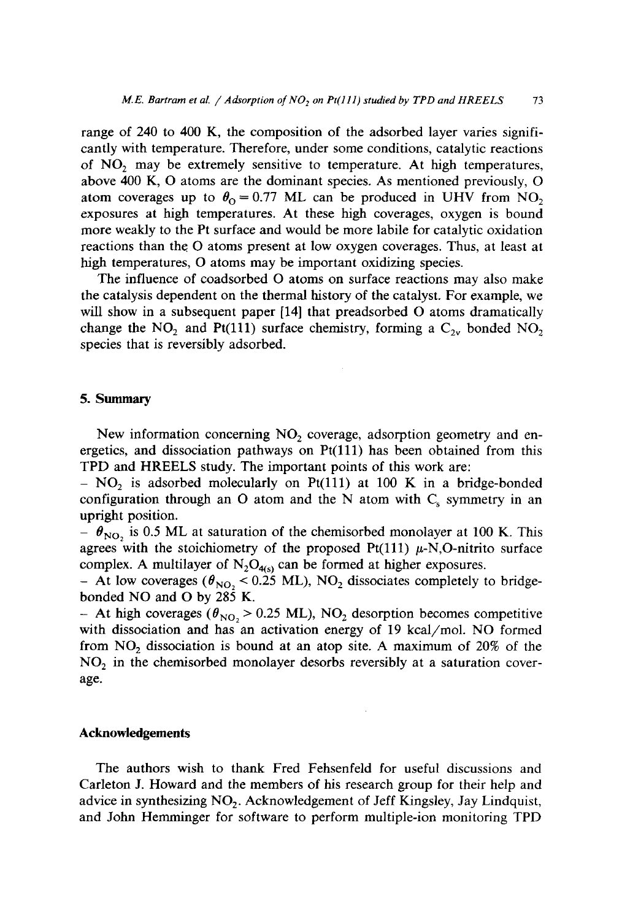range of 240 to 400 K, the composition of the adsorbed layer varies significantly with temperature. Therefore, under some conditions, catalytic reactions of $NO_2$ may be extremely sensitive to temperature. At high temperatures, above 400 K, O atoms are the dominant species. As mentioned previously, O atom coverages up to $\theta_O = 0.77$ ML can be produced in UHV from $NO_2$ exposures at high temperatures. At these high coverages, oxygen is bound more weakly to the Pt surface and would be more labile for catalytic oxidation reactions than the O atoms present at low oxygen coverages. Thus, at least at high temperatures, O atoms may be important oxidizing species.

The influence of coadsorbed O atoms on surface reactions may also make the catalysis dependent on the thermal history of the catalyst. For example, we will show in a subsequent paper [14] that preadsorbed O atoms dramatically change the $NO_2$ and Pt(111) surface chemistry, forming a $C_{2v}$ bonded $NO_2$ species that is reversibly adsorbed.

## 5. Summary

New information concerning $NO_2$ coverage, adsorption geometry and energetics, and dissociation pathways on Pt(111) has been obtained from this TPD and HREELS study. The important points of this work are:

- $NO_2$ is adsorbed molecularly on Pt(111) at 100 K in a bridge-bonded configuration through an O atom and the N atom with $C_s$ symmetry in an upright position.
- $\theta_{NO_2}$ is 0.5 ML at saturation of the chemisorbed monolayer at 100 K. This agrees with the stoichiometry of the proposed Pt(111) $\mu$-N,O-nitrito surface complex. A multilayer of $N_2O_{4(s)}$ can be formed at higher exposures.
- At low coverages ($\theta_{NO_2} < 0.25$ ML), $NO_2$ dissociates completely to bridge-bonded NO and O by 285 K.
- At high coverages ($\theta_{NO_2} > 0.25$ ML), $NO_2$ desorption becomes competitive with dissociation and has an activation energy of 19 kcal/mol. NO formed from $NO_2$ dissociation is bound at an atop site. A maximum of 20% of the $NO_2$ in the chemisorbed monolayer desorbs reversibly at a saturation coverage.

## Acknowledgements

The authors wish to thank Fred Fehsenfeld for useful discussions and Carleton J. Howard and the members of his research group for their help and advice in synthesizing $NO_2$. Acknowledgement of Jeff Kingsley, Jay Lindquist, and John Hemminger for software to perform multiple-ion monitoring TPD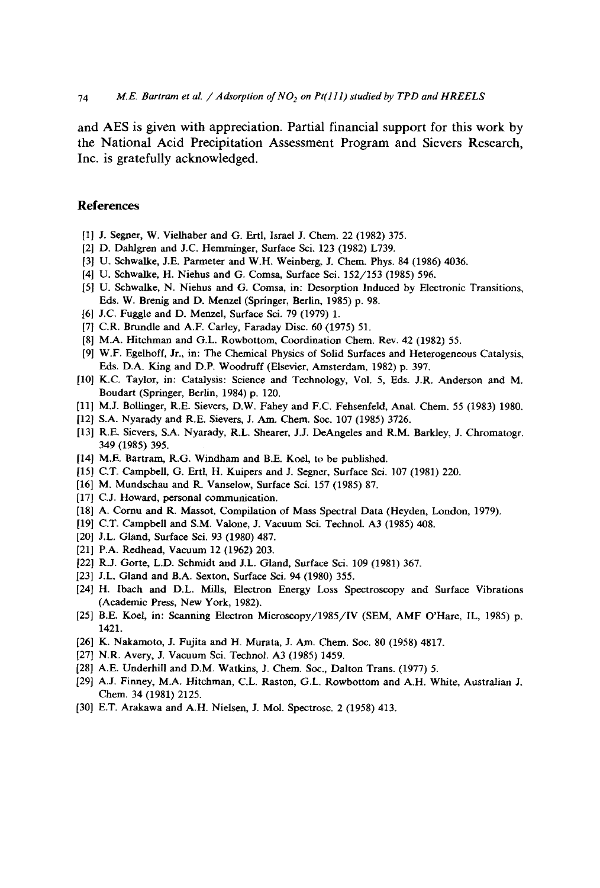and AES is given with appreciation. Partial financial support for this work by the National Acid Precipitation Assessment Program and Sievers Research, Inc. is gratefully acknowledged.

## References

[1] J. Segner, W. Vielhaber and G. Ertl, Israel J. Chem. 22 (1982) 375.

[2] D. Dahlgren and J.C. Hemminger, Surface Sci. 123 (1982) L739.

[3] U. Schwalke, J.E. Parmeter and W.H. Weinberg, J. Chem. Phys. 84 (1986) 4036.

[4] U. Schwalke, H. Niehus and G. Comsa, Surface Sci. 152/153 (1985) 596.

[5] U. Schwalke, N. Niehus and G. Comsa, in: Desorption Induced by Electronic Transitions, Eds. W. Brenig and D. Menzel (Springer, Berlin, 1985) p. 98.

[6] J.C. Fuggle and D. Menzel, Surface Sci. 79 (1979) 1.

[7] C.R. Brundle and A.F. Carley, Faraday Disc. 60 (1975) 51.

[8] M.A. Hitchman and G.L. Rowbottom, Coordination Chem. Rev. 42 (1982) 55.

[9] W.F. Egelhoff, Jr., in: The Chemical Physics of Solid Surfaces and Heterogeneous Catalysis, Eds. D.A. King and D.P. Woodruff (Elsevier, Amsterdam, 1982) p. 397.

[10] K.C. Taylor, in: Catalysis: Science and Technology, Vol. 5, Eds. J.R. Anderson and M. Boudart (Springer, Berlin, 1984) p. 120.

[11] M.J. Bollinger, R.E. Sievers, D.W. Fahey and F.C. Fehsenfeld, Anal. Chem. 55 (1983) 1980.

[12] S.A. Nyarady and R.E. Sievers, J. Am. Chem. Soc. 107 (1985) 3726.

[13] R.E. Sievers, S.A. Nyarady, R.L. Shearer, J.J. DeAngeles and R.M. Barkley, J. Chromatogr. 349 (1985) 395.

[14] M.E. Bartram, R.G. Windham and B.E. Koel, to be published.

[15] C.T. Campbell, G. Ertl, H. Kuipers and J. Segner, Surface Sci. 107 (1981) 220.

[16] M. Mundschau and R. Vanselow, Surface Sci. 157 (1985) 87.

[17] C.J. Howard, personal communication.

[18] A. Cornu and R. Massot, Compilation of Mass Spectral Data (Heyden, London, 1979).

[19] C.T. Campbell and S.M. Valone, J. Vacuum Sci. Technol. A3 (1985) 408.

[20] J.L. Gland, Surface Sci. 93 (1980) 487.

[21] P.A. Redhead, Vacuum 12 (1962) 203.

[22] R.J. Gorte, L.D. Schmidt and J.L. Gland, Surface Sci. 109 (1981) 367.

[23] J.L. Gland and B.A. Sexton, Surface Sci. 94 (1980) 355.

[24] H. Ibach and D.L. Mills, Electron Energy Loss Spectroscopy and Surface Vibrations (Academic Press, New York, 1982).

[25] B.E. Koel, in: Scanning Electron Microscopy/1985/IV (SEM, AMF O'Hare, IL, 1985) p. 1421.

[26] K. Nakamoto, J. Fujita and H. Murata, J. Am. Chem. Soc. 80 (1958) 4817.

[27] N.R. Avery, J. Vacuum Sci. Technol. A3 (1985) 1459.

[28] A.E. Underhill and D.M. Watkins, J. Chem. Soc., Dalton Trans. (1977) 5.

[29] A.J. Finney, M.A. Hitchman, C.L. Raston, G.L. Rowbottom and A.H. White, Australian J. Chem. 34 (1981) 2125.

[30] E.T. Arakawa and A.H. Nielsen, J. Mol. Spectrosc. 2 (1958) 413.